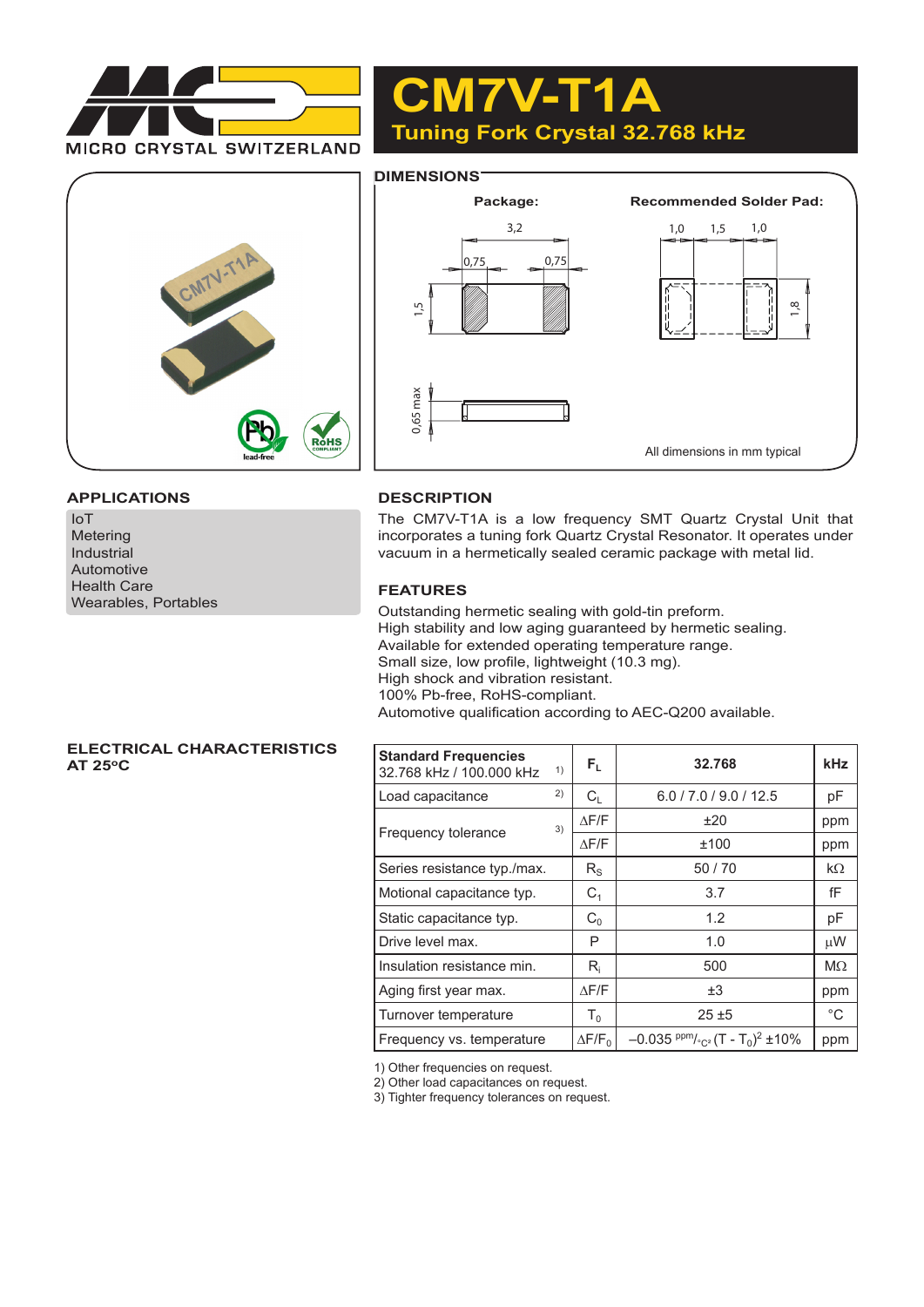# CM7V-T1A

## Tuning Fork Crystal 32.768 kHz

MICRO CRYSTAL SWITZERLAND

## DIMENSIONS

**Package:** 3,2; 0,75; 0,75; 1,5; 0,65 max

**Recommended Solder Pad:** 1,0; 1,5; 1,0; 1,8

All dimensions in mm typical

## APPLICATIONS

- IoT
- Metering
- Industrial
- Automotive
- Health Care
- Wearables, Portables

## DESCRIPTION

The CM7V-T1A is a low frequency SMT Quartz Crystal Unit that incorporates a tuning fork Quartz Crystal Resonator. It operates under vacuum in a hermetically sealed ceramic package with metal lid.

## FEATURES

Outstanding hermetic sealing with gold-tin preform.
High stability and low aging guaranteed by hermetic sealing.
Available for extended operating temperature range.
Small size, low profile, lightweight (10.3 mg).
High shock and vibration resistant.
100% Pb-free, RoHS-compliant.
Automotive qualification according to AEC-Q200 available.

## ELECTRICAL CHARACTERISTICS AT 25°C

| **Standard Frequencies** 32.768 kHz / 100.000 kHz [1] | $F_L$ | **32.768** | **kHz** |
|---|---|---|---|
| Load capacitance [2] | $C_L$ | 6.0 / 7.0 / 9.0 / 12.5 | pF |
| Frequency tolerance [3] | $\Delta F/F$ | ±20 | ppm |
| | $\Delta F/F$ | ±100 | ppm |
| Series resistance typ./max. | $R_S$ | 50 / 70 | kΩ |
| Motional capacitance typ. | $C_1$ | 3.7 | fF |
| Static capacitance typ. | $C_0$ | 1.2 | pF |
| Drive level max. | P | 1.0 | µW |
| Insulation resistance min. | $R_i$ | 500 | MΩ |
| Aging first year max. | $\Delta F/F$ | ±3 | ppm |
| Turnover temperature | $T_0$ | 25 ±5 | °C |
| Frequency vs. temperature | $\Delta F/F_0$ | $-0.035\ ^{ppm}/_{°C^2}\ (T - T_0)^2$ ±10% | ppm |

1) Other frequencies on request.
2) Other load capacitances on request.
3) Tighter frequency tolerances on request.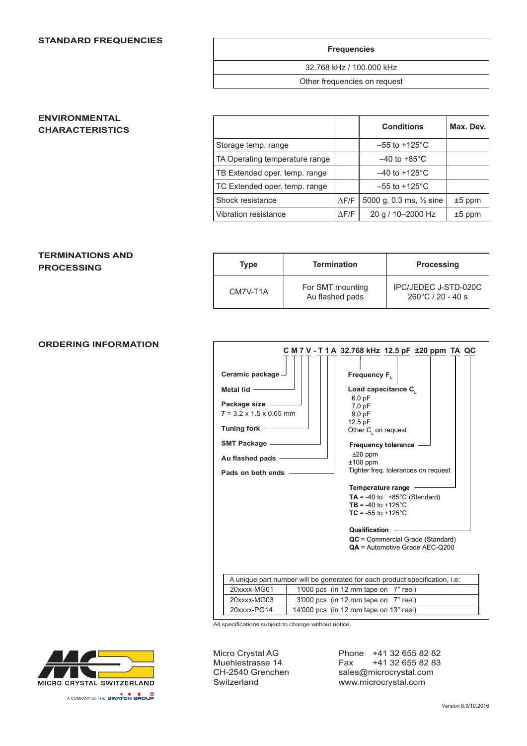## STANDARD FREQUENCIES

| Frequencies |
|---|
| 32.768 kHz / 100.000 kHz |
| Other frequencies on request |

## ENVIRONMENTAL CHARACTERISTICS

| | | Conditions | Max. Dev. |
|---|---|---|---|
| Storage temp. range | | –55 to +125°C | |
| TA Operating temperature range | | –40 to +85°C | |
| TB Extended oper. temp. range | | –40 to +125°C | |
| TC Extended oper. temp. range | | –55 to +125°C | |
| Shock resistance | ΔF/F | 5000 g, 0.3 ms, ½ sine | ±5 ppm |
| Vibration resistance | ΔF/F | 20 g / 10–2000 Hz | ±5 ppm |

## TERMINATIONS AND PROCESSING

| Type | Termination | Processing |
|---|---|---|
| CM7V-T1A | For SMT mounting Au flashed pads | IPC/JEDEC J-STD-020C 260°C / 20 - 40 s |

## ORDERING INFORMATION

**C M 7 V - T 1 A 32.768 kHz 12.5 pF ±20 ppm TA QC**

- **Ceramic package** (C)
- **Metal lid** (M)
- **Package size** (7)
  7 = 3.2 x 1.5 x 0.65 mm
- **Tuning fork** (V)
- **SMT Package** (T)
- **Au flashed pads** (1)
- **Pads on both ends** (A)
- **Frequency $F_L$**
- **Load capacitance $C_L$**
  - 6.0 pF
  - 7.0 pF
  - 9.0 pF
  - 12.5 pF
  - Other $C_L$ on request
- **Frequency tolerance**
  - ±20 ppm
  - ±100 ppm
  - Tighter freq. tolerances on request
- **Temperature range**
  - **TA** = -40 to +85°C (Standard)
  - **TB** = -40 to +125°C
  - **TC** = -55 to +125°C
- **Qualification**
  - **QC** = Commercial Grade (Standard)
  - **QA** = Automotive Grade AEC-Q200

| A unique part number will be generated for each product specification, i.e: | |
|---|---|
| 20xxxx-MG01 | 1'000 pcs (in 12 mm tape on 7" reel) |
| 20xxxx-MG03 | 3'000 pcs (in 12 mm tape on 7" reel) |
| 20xxxx-PG14 | 14'000 pcs (in 12 mm tape on 13" reel) |

All specifications subject to change without notice.

MICRO CRYSTAL SWITZERLAND
A COMPANY OF THE SWATCH GROUP

Micro Crystal AG
Muehlestrasse 14
CH-2540 Grenchen
Switzerland

Phone +41 32 655 82 82
Fax +41 32 655 82 83
sales@microcrystal.com
www.microcrystal.com

Version 8.0/10.2016